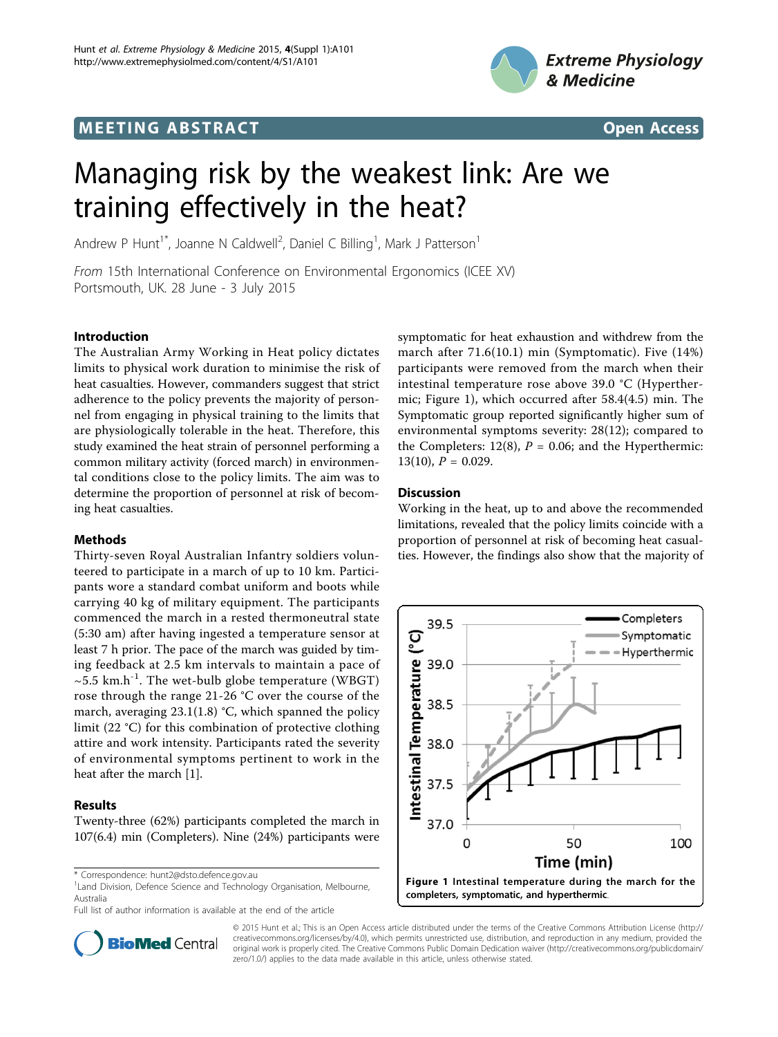MEETING ABSTRACT Open Access

# Managing risk by the weakest link: Are we training effectively in the heat?

Andrew P Hunt[1*], Joanne N Caldwell[2], Daniel C Billing[1], Mark J Patterson[1]

*From* 15th International Conference on Environmental Ergonomics (ICEE XV)
Portsmouth, UK. 28 June - 3 July 2015

## Introduction

The Australian Army Working in Heat policy dictates limits to physical work duration to minimise the risk of heat casualties. However, commanders suggest that strict adherence to the policy prevents the majority of personnel from engaging in physical training to the limits that are physiologically tolerable in the heat. Therefore, this study examined the heat strain of personnel performing a common military activity (forced march) in environmental conditions close to the policy limits. The aim was to determine the proportion of personnel at risk of becoming heat casualties.

## Methods

Thirty-seven Royal Australian Infantry soldiers volunteered to participate in a march of up to 10 km. Participants wore a standard combat uniform and boots while carrying 40 kg of military equipment. The participants commenced the march in a rested thermoneutral state (5:30 am) after having ingested a temperature sensor at least 7 h prior. The pace of the march was guided by timing feedback at 2.5 km intervals to maintain a pace of ~5.5 km.h$^{-1}$. The wet-bulb globe temperature (WBGT) rose through the range 21-26 °C over the course of the march, averaging 23.1(1.8) °C, which spanned the policy limit (22 °C) for this combination of protective clothing attire and work intensity. Participants rated the severity of environmental symptoms pertinent to work in the heat after the march [1].

## Results

Twenty-three (62%) participants completed the march in 107(6.4) min (Completers). Nine (24%) participants were symptomatic for heat exhaustion and withdrew from the march after 71.6(10.1) min (Symptomatic). Five (14%) participants were removed from the march when their intestinal temperature rose above 39.0 °C (Hyperthermic; Figure 1), which occurred after 58.4(4.5) min. The Symptomatic group reported significantly higher sum of environmental symptoms severity: 28(12); compared to the Completers: 12(8), $P$ = 0.06; and the Hyperthermic: 13(10), $P$ = 0.029.

## Discussion

Working in the heat, up to and above the recommended limitations, revealed that the policy limits coincide with a proportion of personnel at risk of becoming heat casualties. However, the findings also show that the majority of

**Figure 1 Intestinal temperature during the march for the completers, symptomatic, and hyperthermic.**

\* Correspondence: hunt2@dsto.defence.gov.au
[1]Land Division, Defence Science and Technology Organisation, Melbourne, Australia
Full list of author information is available at the end of the article

© 2015 Hunt et al.; This is an Open Access article distributed under the terms of the Creative Commons Attribution License (http://creativecommons.org/licenses/by/4.0), which permits unrestricted use, distribution, and reproduction in any medium, provided the original work is properly cited. The Creative Commons Public Domain Dedication waiver (http://creativecommons.org/publicdomain/zero/1.0/) applies to the data made available in this article, unless otherwise stated.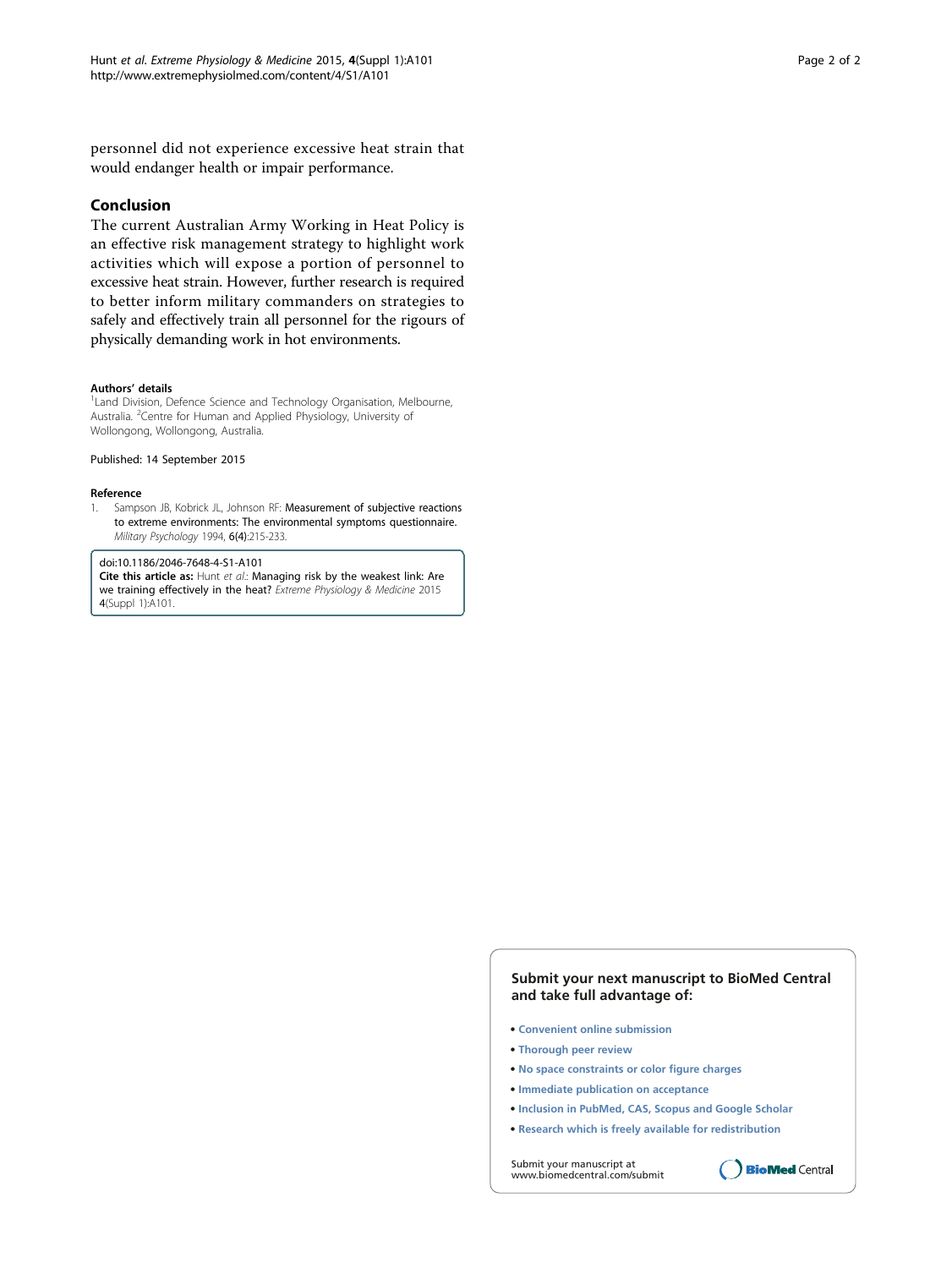personnel did not experience excessive heat strain that would endanger health or impair performance.

## Conclusion

The current Australian Army Working in Heat Policy is an effective risk management strategy to highlight work activities which will expose a portion of personnel to excessive heat strain. However, further research is required to better inform military commanders on strategies to safely and effectively train all personnel for the rigours of physically demanding work in hot environments.

**Authors' details**
[1]Land Division, Defence Science and Technology Organisation, Melbourne, Australia. [2]Centre for Human and Applied Physiology, University of Wollongong, Wollongong, Australia.

Published: 14 September 2015

**Reference**

1. Sampson JB, Kobrick JL, Johnson RF: **Measurement of subjective reactions to extreme environments: The environmental symptoms questionnaire.** *Military Psychology* 1994, **6(4)**:215-233.

doi:10.1186/2046-7648-4-S1-A101
**Cite this article as:** Hunt *et al.*: Managing risk by the weakest link: Are we training effectively in the heat? *Extreme Physiology & Medicine* 2015 **4**(Suppl 1):A101.

**Submit your next manuscript to BioMed Central and take full advantage of:**

- Convenient online submission
- Thorough peer review
- No space constraints or color figure charges
- Immediate publication on acceptance
- Inclusion in PubMed, CAS, Scopus and Google Scholar
- Research which is freely available for redistribution

Submit your manuscript at
www.biomedcentral.com/submit

BioMed Central